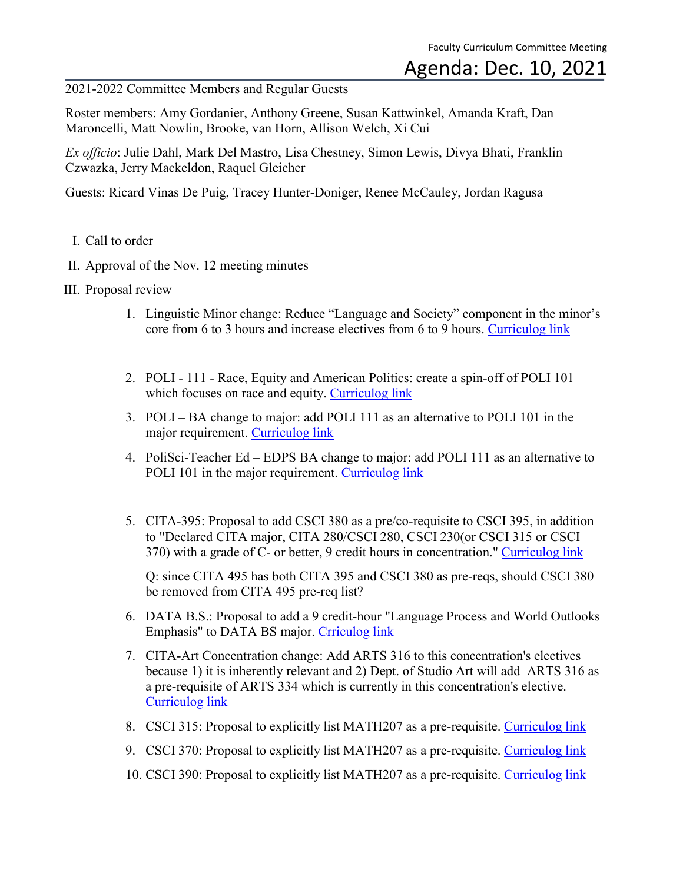Faculty Curriculum Committee Meeting

# Agenda: Dec. 10, 2021

2021-2022 Committee Members and Regular Guests

Roster members: Amy Gordanier, Anthony Greene, Susan Kattwinkel, Amanda Kraft, Dan Maroncelli, Matt Nowlin, Brooke, van Horn, Allison Welch, Xi Cui

*Ex officio*: Julie Dahl, Mark Del Mastro, Lisa Chestney, Simon Lewis, Divya Bhati, Franklin Czwazka, Jerry Mackeldon, Raquel Gleicher

Guests: Ricard Vinas De Puig, Tracey Hunter-Doniger, Renee McCauley, Jordan Ragusa

I. Call to order

II. Approval of the Nov. 12 meeting minutes

III. Proposal review

1. Linguistic Minor change: Reduce "Language and Society" component in the minor's core from 6 to 3 hours and increase electives from 6 to 9 hours. Curriculog link

2. POLI - 111 - Race, Equity and American Politics: create a spin-off of POLI 101 which focuses on race and equity. Curriculog link

3. POLI – BA change to major: add POLI 111 as an alternative to POLI 101 in the major requirement. Curriculog link

4. PoliSci-Teacher Ed – EDPS BA change to major: add POLI 111 as an alternative to POLI 101 in the major requirement. Curriculog link

5. CITA-395: Proposal to add CSCI 380 as a pre/co-requisite to CSCI 395, in addition to "Declared CITA major, CITA 280/CSCI 280, CSCI 230(or CSCI 315 or CSCI 370) with a grade of C- or better, 9 credit hours in concentration." Curriculog link

   Q: since CITA 495 has both CITA 395 and CSCI 380 as pre-reqs, should CSCI 380 be removed from CITA 495 pre-req list?

6. DATA B.S.: Proposal to add a 9 credit-hour "Language Process and World Outlooks Emphasis" to DATA BS major. Crriculog link

7. CITA-Art Concentration change: Add ARTS 316 to this concentration's electives because 1) it is inherently relevant and 2) Dept. of Studio Art will add ARTS 316 as a pre-requisite of ARTS 334 which is currently in this concentration's elective. Curriculog link

8. CSCI 315: Proposal to explicitly list MATH207 as a pre-requisite. Curriculog link

9. CSCI 370: Proposal to explicitly list MATH207 as a pre-requisite. Curriculog link

10. CSCI 390: Proposal to explicitly list MATH207 as a pre-requisite. Curriculog link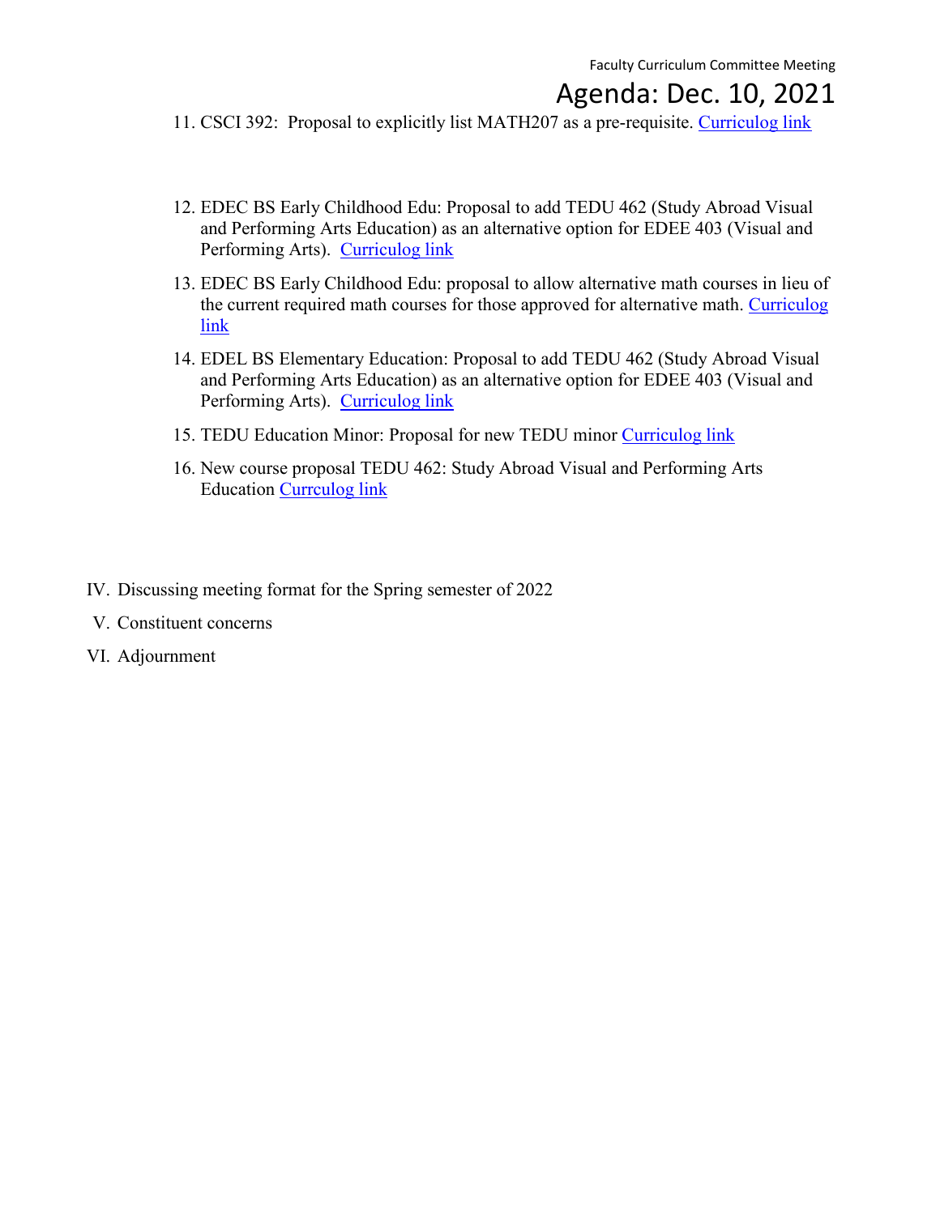11. CSCI 392: Proposal to explicitly list MATH207 as a pre-requisite. Curriculog link

12. EDEC BS Early Childhood Edu: Proposal to add TEDU 462 (Study Abroad Visual and Performing Arts Education) as an alternative option for EDEE 403 (Visual and Performing Arts). Curriculog link

13. EDEC BS Early Childhood Edu: proposal to allow alternative math courses in lieu of the current required math courses for those approved for alternative math. Curriculog link

14. EDEL BS Elementary Education: Proposal to add TEDU 462 (Study Abroad Visual and Performing Arts Education) as an alternative option for EDEE 403 (Visual and Performing Arts). Curriculog link

15. TEDU Education Minor: Proposal for new TEDU minor Curriculog link

16. New course proposal TEDU 462: Study Abroad Visual and Performing Arts Education Currculog link

IV. Discussing meeting format for the Spring semester of 2022

V. Constituent concerns

VI. Adjournment